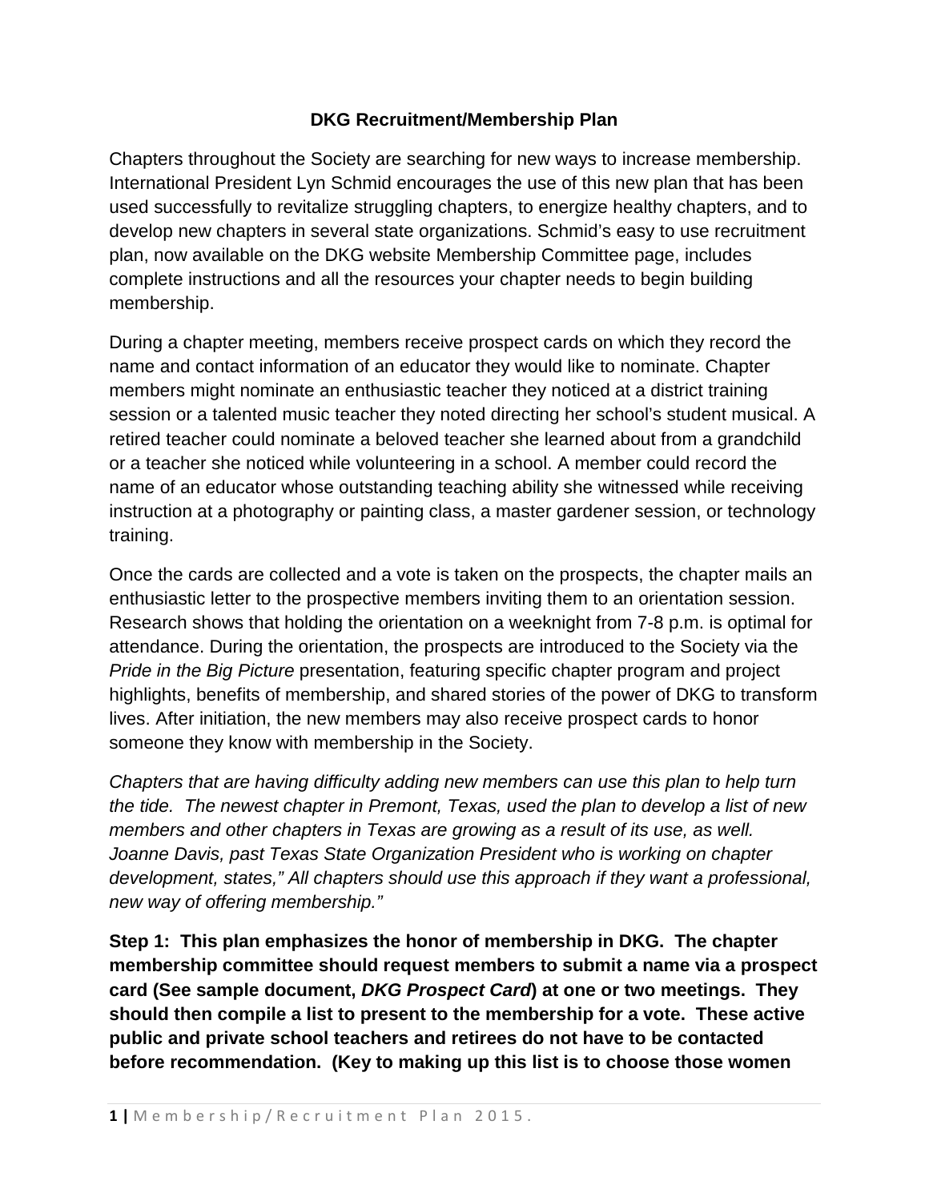# DKG Recruitment/Membership Plan

Chapters throughout the Society are searching for new ways to increase membership. International President Lyn Schmid encourages the use of this new plan that has been used successfully to revitalize struggling chapters, to energize healthy chapters, and to develop new chapters in several state organizations. Schmid's easy to use recruitment plan, now available on the DKG website Membership Committee page, includes complete instructions and all the resources your chapter needs to begin building membership.

During a chapter meeting, members receive prospect cards on which they record the name and contact information of an educator they would like to nominate. Chapter members might nominate an enthusiastic teacher they noticed at a district training session or a talented music teacher they noted directing her school's student musical. A retired teacher could nominate a beloved teacher she learned about from a grandchild or a teacher she noticed while volunteering in a school. A member could record the name of an educator whose outstanding teaching ability she witnessed while receiving instruction at a photography or painting class, a master gardener session, or technology training.

Once the cards are collected and a vote is taken on the prospects, the chapter mails an enthusiastic letter to the prospective members inviting them to an orientation session. Research shows that holding the orientation on a weeknight from 7-8 p.m. is optimal for attendance. During the orientation, the prospects are introduced to the Society via the *Pride in the Big Picture* presentation, featuring specific chapter program and project highlights, benefits of membership, and shared stories of the power of DKG to transform lives. After initiation, the new members may also receive prospect cards to honor someone they know with membership in the Society.

*Chapters that are having difficulty adding new members can use this plan to help turn the tide. The newest chapter in Premont, Texas, used the plan to develop a list of new members and other chapters in Texas are growing as a result of its use, as well. Joanne Davis, past Texas State Organization President who is working on chapter development, states," All chapters should use this approach if they want a professional, new way of offering membership."*

**Step 1: This plan emphasizes the honor of membership in DKG. The chapter membership committee should request members to submit a name via a prospect card (See sample document, *DKG Prospect Card*) at one or two meetings. They should then compile a list to present to the membership for a vote. These active public and private school teachers and retirees do not have to be contacted before recommendation. (Key to making up this list is to choose those women**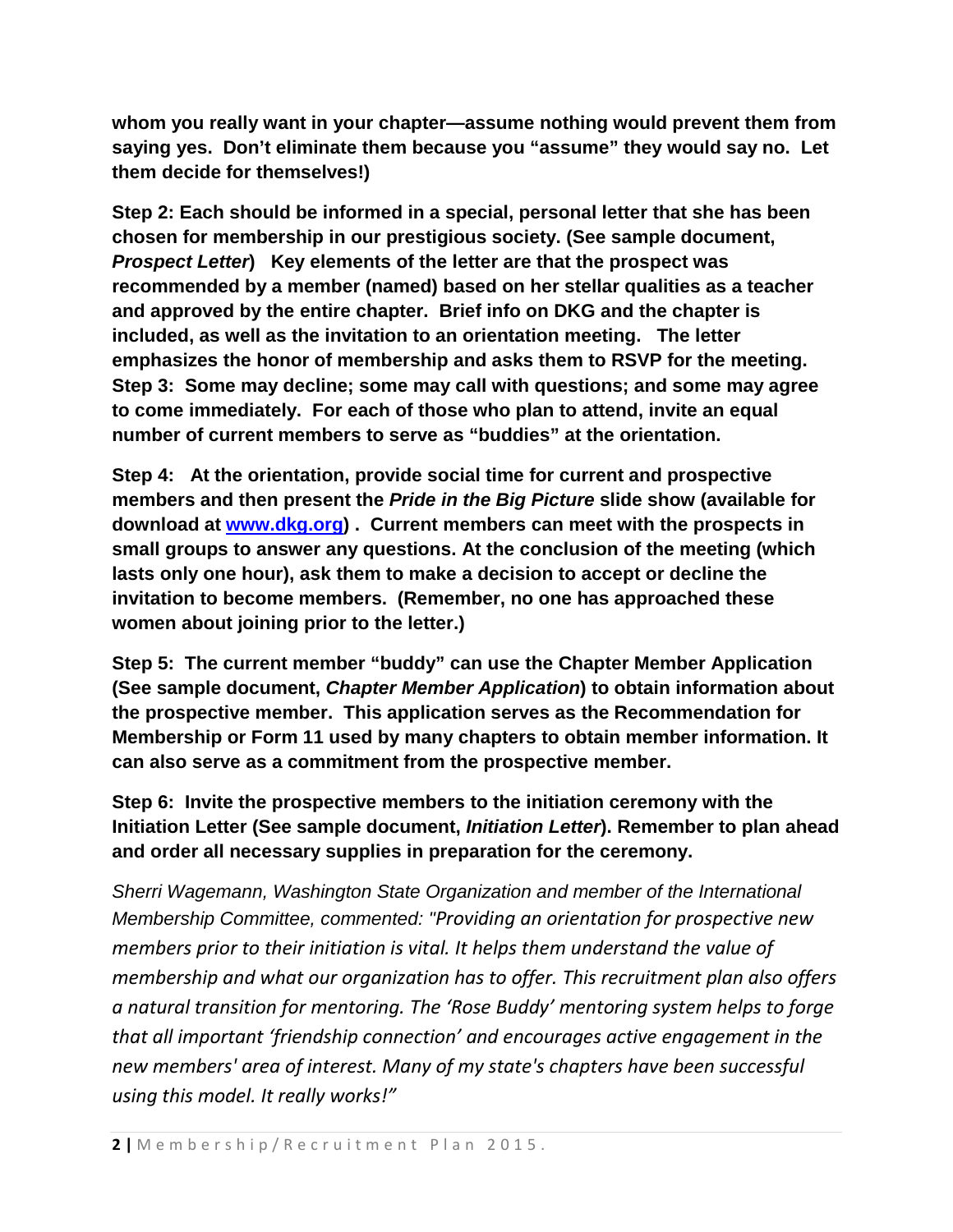**whom you really want in your chapter—assume nothing would prevent them from saying yes. Don't eliminate them because you "assume" they would say no. Let them decide for themselves!)**

**Step 2: Each should be informed in a special, personal letter that she has been chosen for membership in our prestigious society. (See sample document, *Prospect Letter*) Key elements of the letter are that the prospect was recommended by a member (named) based on her stellar qualities as a teacher and approved by the entire chapter. Brief info on DKG and the chapter is included, as well as the invitation to an orientation meeting. The letter emphasizes the honor of membership and asks them to RSVP for the meeting.**

**Step 3: Some may decline; some may call with questions; and some may agree to come immediately. For each of those who plan to attend, invite an equal number of current members to serve as "buddies" at the orientation.**

**Step 4: At the orientation, provide social time for current and prospective members and then present the *Pride in the Big Picture* slide show (available for download at [www.dkg.org](www.dkg.org)) . Current members can meet with the prospects in small groups to answer any questions. At the conclusion of the meeting (which lasts only one hour), ask them to make a decision to accept or decline the invitation to become members. (Remember, no one has approached these women about joining prior to the letter.)**

**Step 5: The current member "buddy" can use the Chapter Member Application (See sample document, *Chapter Member Application*) to obtain information about the prospective member. This application serves as the Recommendation for Membership or Form 11 used by many chapters to obtain member information. It can also serve as a commitment from the prospective member.**

**Step 6: Invite the prospective members to the initiation ceremony with the Initiation Letter (See sample document, *Initiation Letter*). Remember to plan ahead and order all necessary supplies in preparation for the ceremony.**

*Sherri Wagemann, Washington State Organization and member of the International Membership Committee, commented: "Providing an orientation for prospective new members prior to their initiation is vital. It helps them understand the value of membership and what our organization has to offer. This recruitment plan also offers a natural transition for mentoring. The 'Rose Buddy' mentoring system helps to forge that all important 'friendship connection' and encourages active engagement in the new members' area of interest. Many of my state's chapters have been successful using this model. It really works!"*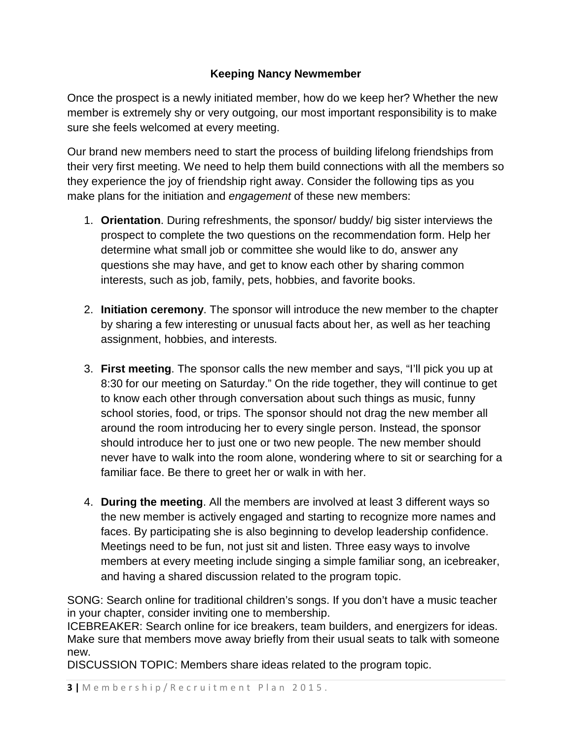**Keeping Nancy Newmember**

Once the prospect is a newly initiated member, how do we keep her? Whether the new member is extremely shy or very outgoing, our most important responsibility is to make sure she feels welcomed at every meeting.

Our brand new members need to start the process of building lifelong friendships from their very first meeting. We need to help them build connections with all the members so they experience the joy of friendship right away. Consider the following tips as you make plans for the initiation and *engagement* of these new members:

1. **Orientation**. During refreshments, the sponsor/ buddy/ big sister interviews the prospect to complete the two questions on the recommendation form. Help her determine what small job or committee she would like to do, answer any questions she may have, and get to know each other by sharing common interests, such as job, family, pets, hobbies, and favorite books.

2. **Initiation ceremony**. The sponsor will introduce the new member to the chapter by sharing a few interesting or unusual facts about her, as well as her teaching assignment, hobbies, and interests.

3. **First meeting**. The sponsor calls the new member and says, "I'll pick you up at 8:30 for our meeting on Saturday." On the ride together, they will continue to get to know each other through conversation about such things as music, funny school stories, food, or trips. The sponsor should not drag the new member all around the room introducing her to every single person. Instead, the sponsor should introduce her to just one or two new people. The new member should never have to walk into the room alone, wondering where to sit or searching for a familiar face. Be there to greet her or walk in with her.

4. **During the meeting**. All the members are involved at least 3 different ways so the new member is actively engaged and starting to recognize more names and faces. By participating she is also beginning to develop leadership confidence. Meetings need to be fun, not just sit and listen. Three easy ways to involve members at every meeting include singing a simple familiar song, an icebreaker, and having a shared discussion related to the program topic.

SONG: Search online for traditional children's songs. If you don't have a music teacher in your chapter, consider inviting one to membership.
ICEBREAKER: Search online for ice breakers, team builders, and energizers for ideas. Make sure that members move away briefly from their usual seats to talk with someone new.
DISCUSSION TOPIC: Members share ideas related to the program topic.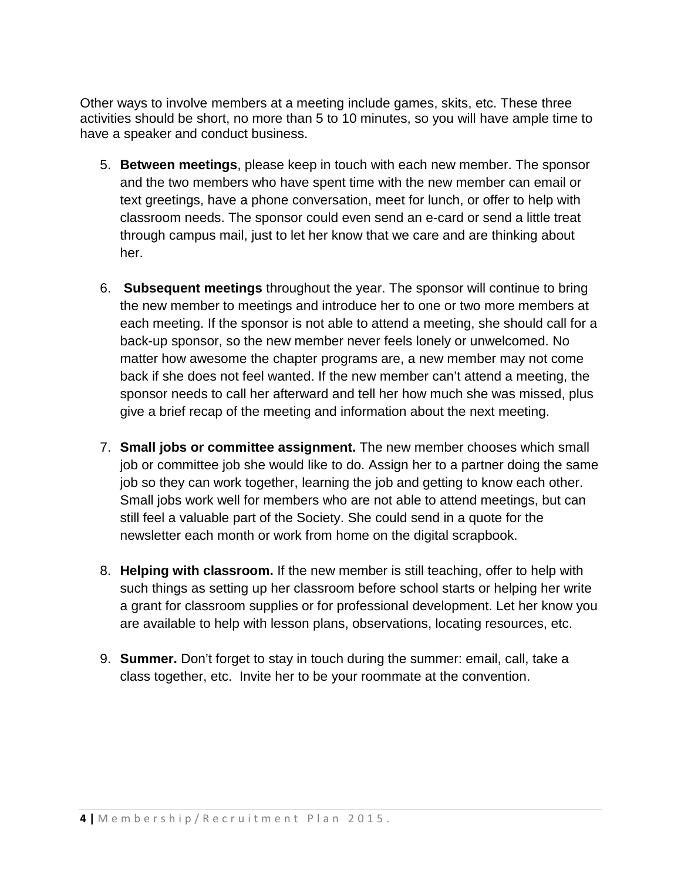Other ways to involve members at a meeting include games, skits, etc. These three activities should be short, no more than 5 to 10 minutes, so you will have ample time to have a speaker and conduct business.

5. **Between meetings**, please keep in touch with each new member. The sponsor and the two members who have spent time with the new member can email or text greetings, have a phone conversation, meet for lunch, or offer to help with classroom needs. The sponsor could even send an e-card or send a little treat through campus mail, just to let her know that we care and are thinking about her.

6. **Subsequent meetings** throughout the year. The sponsor will continue to bring the new member to meetings and introduce her to one or two more members at each meeting. If the sponsor is not able to attend a meeting, she should call for a back-up sponsor, so the new member never feels lonely or unwelcomed. No matter how awesome the chapter programs are, a new member may not come back if she does not feel wanted. If the new member can't attend a meeting, the sponsor needs to call her afterward and tell her how much she was missed, plus give a brief recap of the meeting and information about the next meeting.

7. **Small jobs or committee assignment.** The new member chooses which small job or committee job she would like to do. Assign her to a partner doing the same job so they can work together, learning the job and getting to know each other. Small jobs work well for members who are not able to attend meetings, but can still feel a valuable part of the Society. She could send in a quote for the newsletter each month or work from home on the digital scrapbook.

8. **Helping with classroom.** If the new member is still teaching, offer to help with such things as setting up her classroom before school starts or helping her write a grant for classroom supplies or for professional development. Let her know you are available to help with lesson plans, observations, locating resources, etc.

9. **Summer.** Don't forget to stay in touch during the summer: email, call, take a class together, etc. Invite her to be your roommate at the convention.